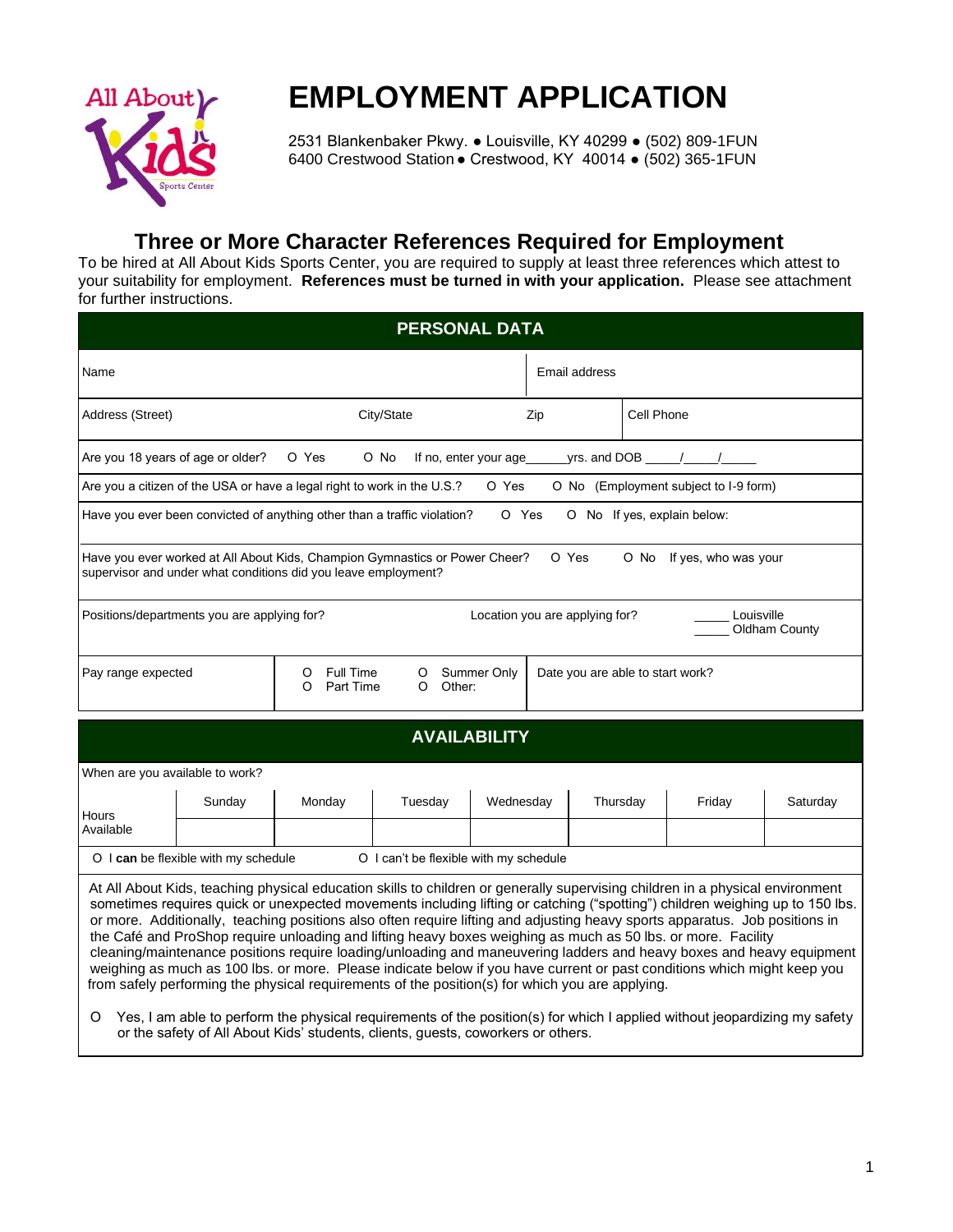# EMPLOYMENT APPLICATION

2531 Blankenbaker Pkwy. ● Louisville, KY 40299 ● (502) 809-1FUN
6400 Crestwood Station ● Crestwood, KY 40014 ● (502) 365-1FUN

## Three or More Character References Required for Employment

To be hired at All About Kids Sports Center, you are required to supply at least three references which attest to your suitability for employment. **References must be turned in with your application.** Please see attachment for further instructions.

## PERSONAL DATA

| Name | Email address |
|---|---|

| Address (Street) | City/State | Zip | Cell Phone |
|---|---|---|---|

Are you 18 years of age or older? O Yes O No If no, enter your age______yrs. and DOB _____/_____/_____

Are you a citizen of the USA or have a legal right to work in the U.S.? O Yes O No (Employment subject to I-9 form)

Have you ever been convicted of anything other than a traffic violation? O Yes O No If yes, explain below:

Have you ever worked at All About Kids, Champion Gymnastics or Power Cheer? O Yes O No If yes, who was your supervisor and under what conditions did you leave employment?

Positions/departments you are applying for? Location you are applying for? _____ Louisville _____ Oldham County

| Pay range expected | O Full Time O Summer Only O Part Time O Other: | Date you are able to start work? |
|---|---|---|

## AVAILABILITY

When are you available to work?

| | Sunday | Monday | Tuesday | Wednesday | Thursday | Friday | Saturday |
|---|---|---|---|---|---|---|---|
| Hours Available | | | | | | | |

O I **can** be flexible with my schedule O I can't be flexible with my schedule

At All About Kids, teaching physical education skills to children or generally supervising children in a physical environment sometimes requires quick or unexpected movements including lifting or catching ("spotting") children weighing up to 150 lbs. or more. Additionally, teaching positions also often require lifting and adjusting heavy sports apparatus. Job positions in the Café and ProShop require unloading and lifting heavy boxes weighing as much as 50 lbs. or more. Facility cleaning/maintenance positions require loading/unloading and maneuvering ladders and heavy boxes and heavy equipment weighing as much as 100 lbs. or more. Please indicate below if you have current or past conditions which might keep you from safely performing the physical requirements of the position(s) for which you are applying.

O Yes, I am able to perform the physical requirements of the position(s) for which I applied without jeopardizing my safety or the safety of All About Kids' students, clients, guests, coworkers or others.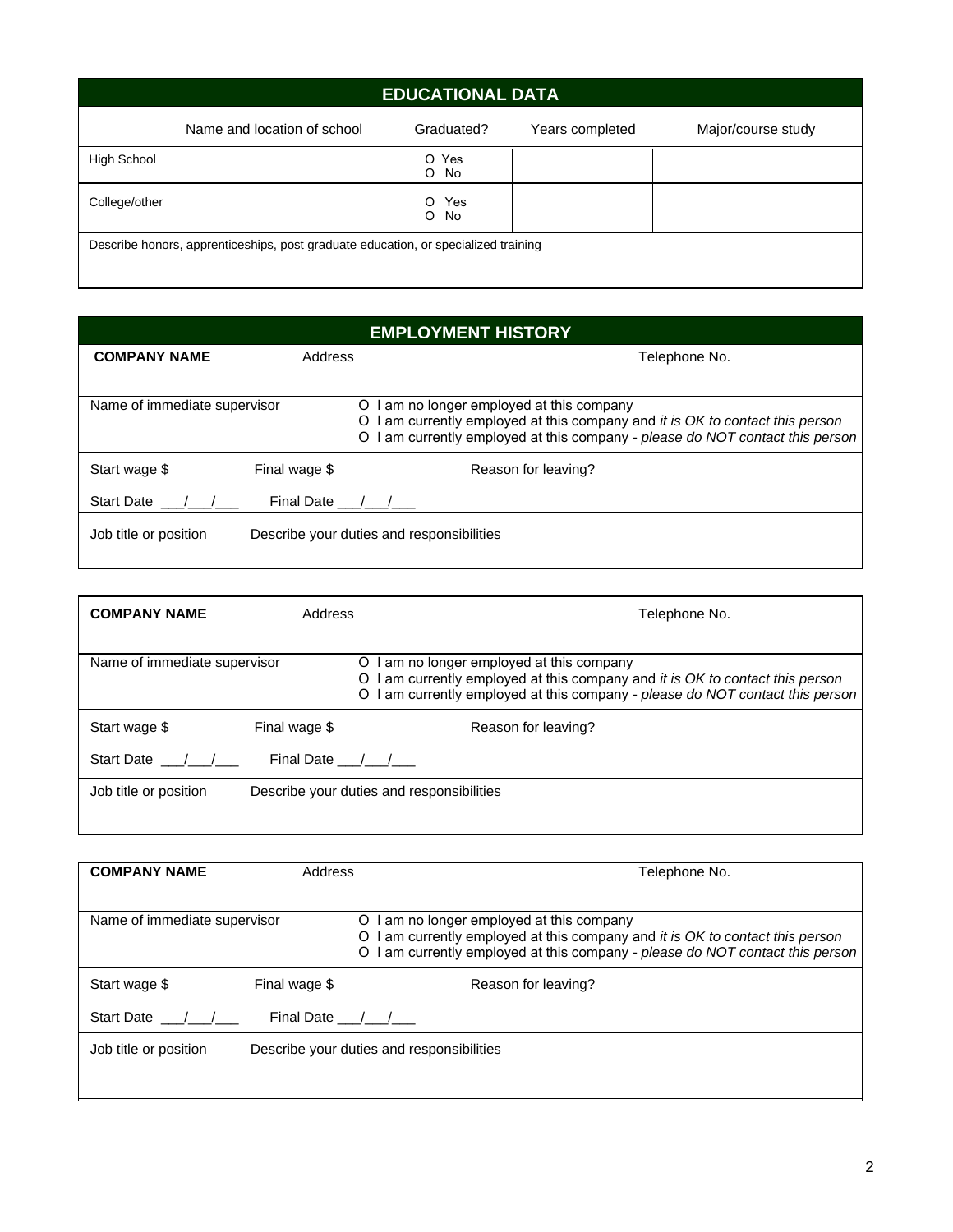## EDUCATIONAL DATA

| | Name and location of school | Graduated? | Years completed | Major/course study |
|---|---|---|---|---|
| High School | | O Yes<br>O No | | |
| College/other | | O Yes<br>O No | | |

Describe honors, apprenticeships, post graduate education, or specialized training

## EMPLOYMENT HISTORY

**COMPANY NAME** Address Telephone No.

Name of immediate supervisor

O I am no longer employed at this company
O I am currently employed at this company and *it is OK to contact this person*
O I am currently employed at this company - *please do NOT contact this person*

Start wage $ Final wage $ Reason for leaving?

Start Date ___/___/___ Final Date ___/___/___

Job title or position Describe your duties and responsibilities

---

**COMPANY NAME** Address Telephone No.

Name of immediate supervisor

O I am no longer employed at this company
O I am currently employed at this company and *it is OK to contact this person*
O I am currently employed at this company - *please do NOT contact this person*

Start wage $ Final wage $ Reason for leaving?

Start Date ___/___/___ Final Date ___/___/___

Job title or position Describe your duties and responsibilities

---

**COMPANY NAME** Address Telephone No.

Name of immediate supervisor

O I am no longer employed at this company
O I am currently employed at this company and *it is OK to contact this person*
O I am currently employed at this company - *please do NOT contact this person*

Start wage $ Final wage $ Reason for leaving?

Start Date ___/___/___ Final Date ___/___/___

Job title or position Describe your duties and responsibilities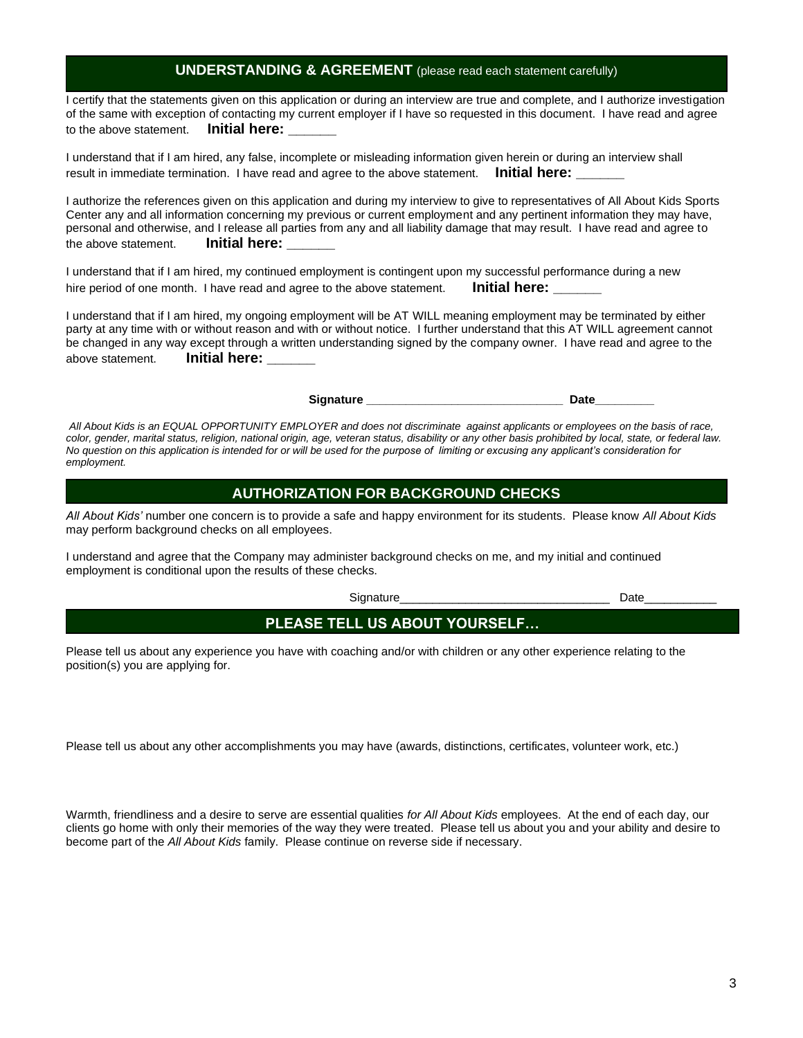## UNDERSTANDING & AGREEMENT (please read each statement carefully)

I certify that the statements given on this application or during an interview are true and complete, and I authorize investigation of the same with exception of contacting my current employer if I have so requested in this document. I have read and agree to the above statement. **Initial here: ______**

I understand that if I am hired, any false, incomplete or misleading information given herein or during an interview shall result in immediate termination. I have read and agree to the above statement. **Initial here: ______**

I authorize the references given on this application and during my interview to give to representatives of All About Kids Sports Center any and all information concerning my previous or current employment and any pertinent information they may have, personal and otherwise, and I release all parties from any and all liability damage that may result. I have read and agree to the above statement. **Initial here: ______**

I understand that if I am hired, my continued employment is contingent upon my successful performance during a new hire period of one month. I have read and agree to the above statement. **Initial here: ______**

I understand that if I am hired, my ongoing employment will be AT WILL meaning employment may be terminated by either party at any time with or without reason and with or without notice. I further understand that this AT WILL agreement cannot be changed in any way except through a written understanding signed by the company owner. I have read and agree to the above statement. **Initial here: ______**

**Signature _____________________________ Date_________**

*All About Kids is an EQUAL OPPORTUNITY EMPLOYER and does not discriminate against applicants or employees on the basis of race, color, gender, marital status, religion, national origin, age, veteran status, disability or any other basis prohibited by local, state, or federal law. No question on this application is intended for or will be used for the purpose of limiting or excusing any applicant's consideration for employment.*

## AUTHORIZATION FOR BACKGROUND CHECKS

*All About Kids'* number one concern is to provide a safe and happy environment for its students. Please know *All About Kids* may perform background checks on all employees.

I understand and agree that the Company may administer background checks on me, and my initial and continued employment is conditional upon the results of these checks.

Signature_______________________________ Date___________

## PLEASE TELL US ABOUT YOURSELF…

Please tell us about any experience you have with coaching and/or with children or any other experience relating to the position(s) you are applying for.

Please tell us about any other accomplishments you may have (awards, distinctions, certificates, volunteer work, etc.)

Warmth, friendliness and a desire to serve are essential qualities *for All About Kids* employees. At the end of each day, our clients go home with only their memories of the way they were treated. Please tell us about you and your ability and desire to become part of the *All About Kids* family. Please continue on reverse side if necessary.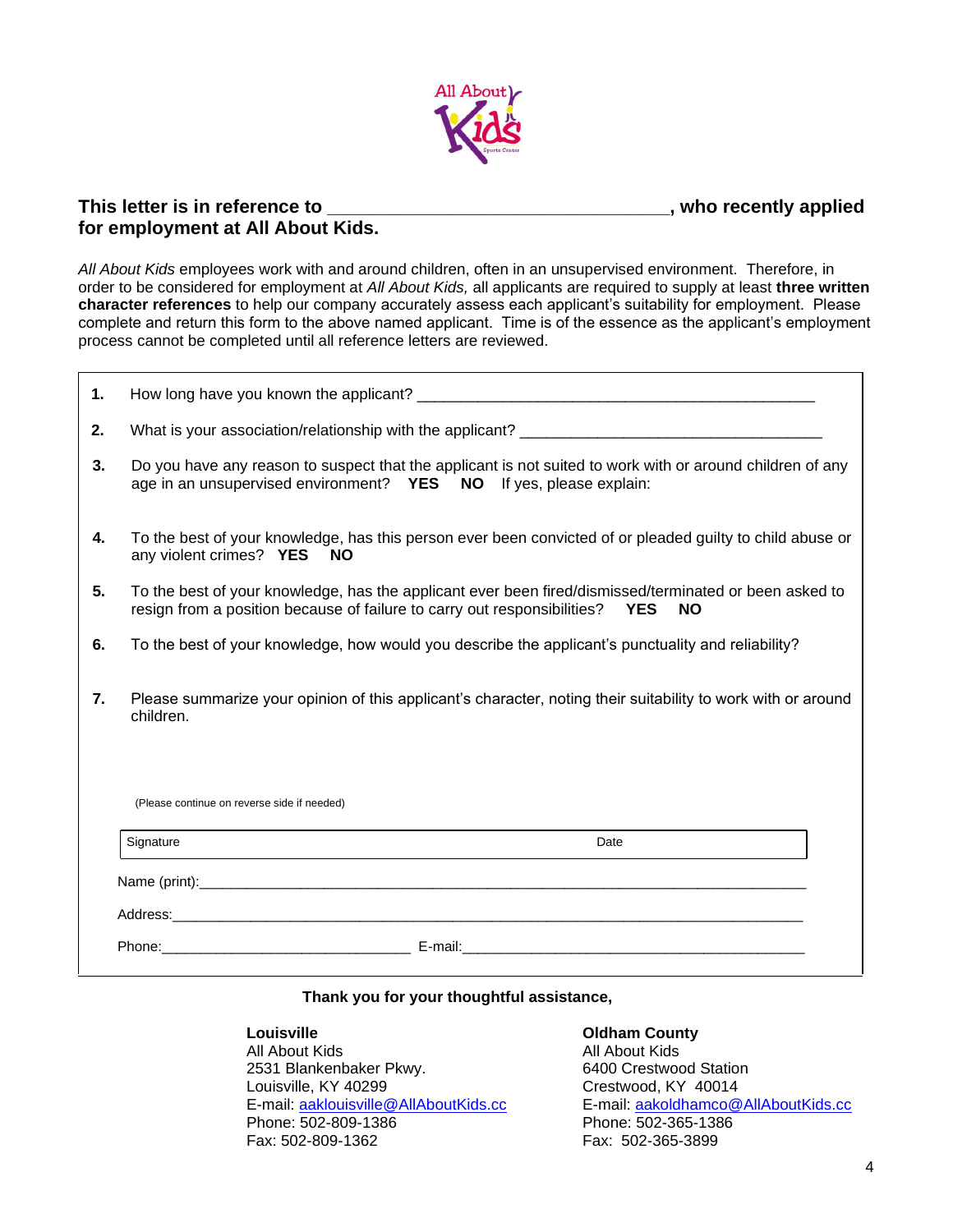**This letter is in reference to ________________________________, who recently applied for employment at All About Kids.**

*All About Kids* employees work with and around children, often in an unsupervised environment. Therefore, in order to be considered for employment at *All About Kids,* all applicants are required to supply at least **three written character references** to help our company accurately assess each applicant's suitability for employment. Please complete and return this form to the above named applicant. Time is of the essence as the applicant's employment process cannot be completed until all reference letters are reviewed.

**1.** How long have you known the applicant? ______________________________________________

**2.** What is your association/relationship with the applicant? ___________________________________

**3.** Do you have any reason to suspect that the applicant is not suited to work with or around children of any age in an unsupervised environment? **YES** **NO** If yes, please explain:

**4.** To the best of your knowledge, has this person ever been convicted of or pleaded guilty to child abuse or any violent crimes? **YES** **NO**

**5.** To the best of your knowledge, has the applicant ever been fired/dismissed/terminated or been asked to resign from a position because of failure to carry out responsibilities? **YES** **NO**

**6.** To the best of your knowledge, how would you describe the applicant's punctuality and reliability?

**7.** Please summarize your opinion of this applicant's character, noting their suitability to work with or around children.

(Please continue on reverse side if needed)

| Signature | Date |
|---|---|
| | |

Name (print):______________________________________________________________________

Address:__________________________________________________________________________

Phone:______________________________ E-mail:__________________________________________

**Thank you for your thoughtful assistance,**

**Louisville**
All About Kids
2531 Blankenbaker Pkwy.
Louisville, KY 40299
E-mail: aaklouisville@AllAboutKids.cc
Phone: 502-809-1386
Fax: 502-809-1362

**Oldham County**
All About Kids
6400 Crestwood Station
Crestwood, KY 40014
E-mail: aakoldhamco@AllAboutKids.cc
Phone: 502-365-1386
Fax: 502-365-3899